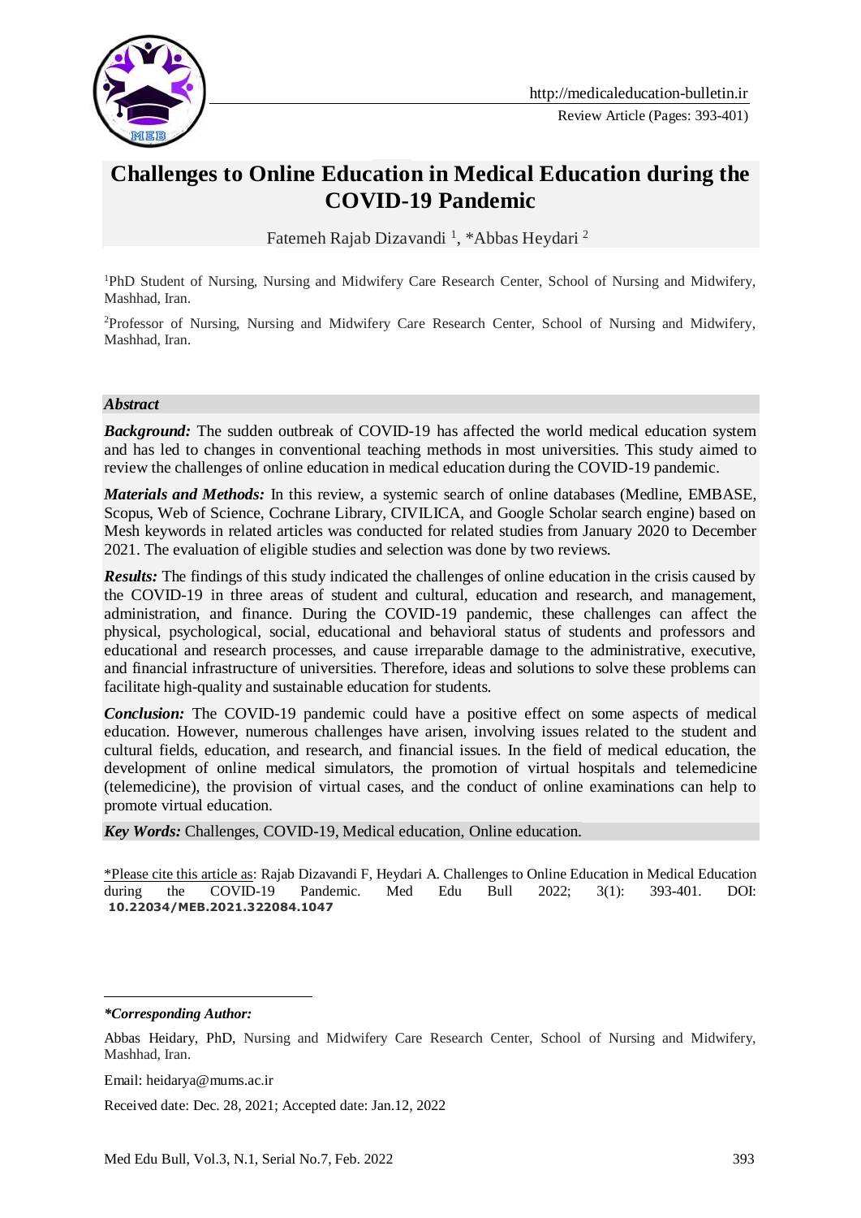# Challenges to Online Education in Medical Education during the COVID-19 Pandemic

Fatemeh Rajab Dizavandi [1], *Abbas Heydari [2]

[1]PhD Student of Nursing, Nursing and Midwifery Care Research Center, School of Nursing and Midwifery, Mashhad, Iran.

[2]Professor of Nursing, Nursing and Midwifery Care Research Center, School of Nursing and Midwifery, Mashhad, Iran.

## Abstract

***Background:*** The sudden outbreak of COVID-19 has affected the world medical education system and has led to changes in conventional teaching methods in most universities. This study aimed to review the challenges of online education in medical education during the COVID-19 pandemic.

***Materials and Methods:*** In this review, a systemic search of online databases (Medline, EMBASE, Scopus, Web of Science, Cochrane Library, CIVILICA, and Google Scholar search engine) based on Mesh keywords in related articles was conducted for related studies from January 2020 to December 2021. The evaluation of eligible studies and selection was done by two reviews.

***Results:*** The findings of this study indicated the challenges of online education in the crisis caused by the COVID-19 in three areas of student and cultural, education and research, and management, administration, and finance. During the COVID-19 pandemic, these challenges can affect the physical, psychological, social, educational and behavioral status of students and professors and educational and research processes, and cause irreparable damage to the administrative, executive, and financial infrastructure of universities. Therefore, ideas and solutions to solve these problems can facilitate high-quality and sustainable education for students.

***Conclusion:*** The COVID-19 pandemic could have a positive effect on some aspects of medical education. However, numerous challenges have arisen, involving issues related to the student and cultural fields, education, and research, and financial issues. In the field of medical education, the development of online medical simulators, the promotion of virtual hospitals and telemedicine (telemedicine), the provision of virtual cases, and the conduct of online examinations can help to promote virtual education.

***Key Words:*** Challenges, COVID-19, Medical education, Online education.

*Please cite this article as: Rajab Dizavandi F, Heydari A. Challenges to Online Education in Medical Education during the COVID-19 Pandemic. Med Edu Bull 2022; 3(1): 393-401. DOI: **10.22034/MEB.2021.322084.1047**

***Corresponding Author:***

Abbas Heidary, PhD, Nursing and Midwifery Care Research Center, School of Nursing and Midwifery, Mashhad, Iran.

Email: heidarya@mums.ac.ir

Received date: Dec. 28, 2021; Accepted date: Jan.12, 2022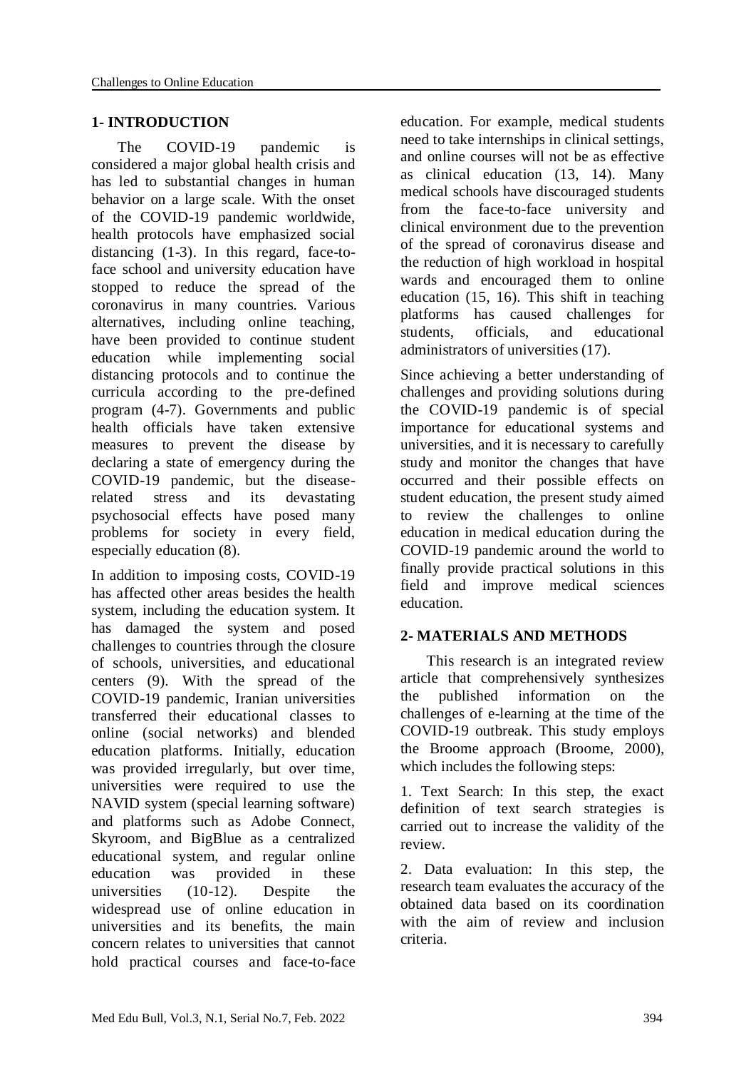## 1- INTRODUCTION

The COVID-19 pandemic is considered a major global health crisis and has led to substantial changes in human behavior on a large scale. With the onset of the COVID-19 pandemic worldwide, health protocols have emphasized social distancing (1-3). In this regard, face-to-face school and university education have stopped to reduce the spread of the coronavirus in many countries. Various alternatives, including online teaching, have been provided to continue student education while implementing social distancing protocols and to continue the curricula according to the pre-defined program (4-7). Governments and public health officials have taken extensive measures to prevent the disease by declaring a state of emergency during the COVID-19 pandemic, but the disease-related stress and its devastating psychosocial effects have posed many problems for society in every field, especially education (8).

In addition to imposing costs, COVID-19 has affected other areas besides the health system, including the education system. It has damaged the system and posed challenges to countries through the closure of schools, universities, and educational centers (9). With the spread of the COVID-19 pandemic, Iranian universities transferred their educational classes to online (social networks) and blended education platforms. Initially, education was provided irregularly, but over time, universities were required to use the NAVID system (special learning software) and platforms such as Adobe Connect, Skyroom, and BigBlue as a centralized educational system, and regular online education was provided in these universities (10-12). Despite the widespread use of online education in universities and its benefits, the main concern relates to universities that cannot hold practical courses and face-to-face education. For example, medical students need to take internships in clinical settings, and online courses will not be as effective as clinical education (13, 14). Many medical schools have discouraged students from the face-to-face university and clinical environment due to the prevention of the spread of coronavirus disease and the reduction of high workload in hospital wards and encouraged them to online education (15, 16). This shift in teaching platforms has caused challenges for students, officials, and educational administrators of universities (17).

Since achieving a better understanding of challenges and providing solutions during the COVID-19 pandemic is of special importance for educational systems and universities, and it is necessary to carefully study and monitor the changes that have occurred and their possible effects on student education, the present study aimed to review the challenges to online education in medical education during the COVID-19 pandemic around the world to finally provide practical solutions in this field and improve medical sciences education.

## 2- MATERIALS AND METHODS

This research is an integrated review article that comprehensively synthesizes the published information on the challenges of e-learning at the time of the COVID-19 outbreak. This study employs the Broome approach (Broome, 2000), which includes the following steps:

1. Text Search: In this step, the exact definition of text search strategies is carried out to increase the validity of the review.

2. Data evaluation: In this step, the research team evaluates the accuracy of the obtained data based on its coordination with the aim of review and inclusion criteria.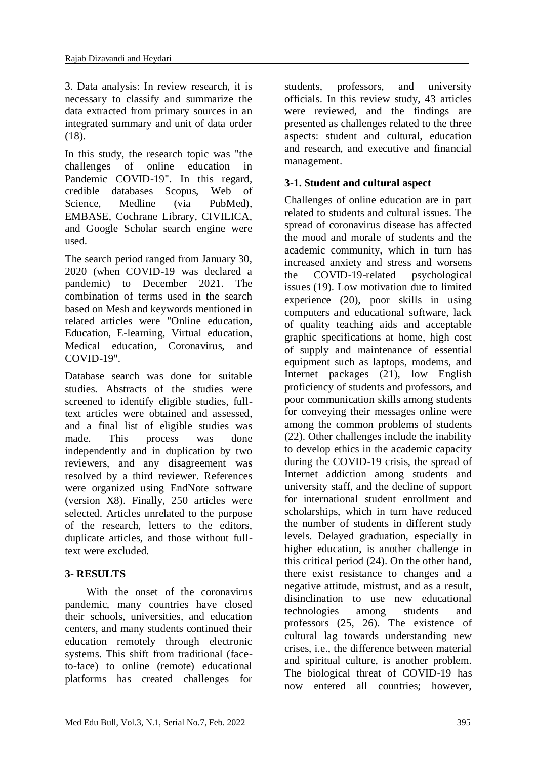3. Data analysis: In review research, it is necessary to classify and summarize the data extracted from primary sources in an integrated summary and unit of data order (18).

In this study, the research topic was "the challenges of online education in Pandemic COVID-19". In this regard, credible databases Scopus, Web of Science, Medline (via PubMed), EMBASE, Cochrane Library, CIVILICA, and Google Scholar search engine were used.

The search period ranged from January 30, 2020 (when COVID-19 was declared a pandemic) to December 2021. The combination of terms used in the search based on Mesh and keywords mentioned in related articles were "Online education, Education, E-learning, Virtual education, Medical education, Coronavirus, and COVID-19".

Database search was done for suitable studies. Abstracts of the studies were screened to identify eligible studies, full-text articles were obtained and assessed, and a final list of eligible studies was made. This process was done independently and in duplication by two reviewers, and any disagreement was resolved by a third reviewer. References were organized using EndNote software (version X8). Finally, 250 articles were selected. Articles unrelated to the purpose of the research, letters to the editors, duplicate articles, and those without full-text were excluded.

## 3- RESULTS

With the onset of the coronavirus pandemic, many countries have closed their schools, universities, and education centers, and many students continued their education remotely through electronic systems. This shift from traditional (face-to-face) to online (remote) educational platforms has created challenges for students, professors, and university officials. In this review study, 43 articles were reviewed, and the findings are presented as challenges related to the three aspects: student and cultural, education and research, and executive and financial management.

### 3-1. Student and cultural aspect

Challenges of online education are in part related to students and cultural issues. The spread of coronavirus disease has affected the mood and morale of students and the academic community, which in turn has increased anxiety and stress and worsens the COVID-19-related psychological issues (19). Low motivation due to limited experience (20), poor skills in using computers and educational software, lack of quality teaching aids and acceptable graphic specifications at home, high cost of supply and maintenance of essential equipment such as laptops, modems, and Internet packages (21), low English proficiency of students and professors, and poor communication skills among students for conveying their messages online were among the common problems of students (22). Other challenges include the inability to develop ethics in the academic capacity during the COVID-19 crisis, the spread of Internet addiction among students and university staff, and the decline of support for international student enrollment and scholarships, which in turn have reduced the number of students in different study levels. Delayed graduation, especially in higher education, is another challenge in this critical period (24). On the other hand, there exist resistance to changes and a negative attitude, mistrust, and as a result, disinclination to use new educational technologies among students and professors (25, 26). The existence of cultural lag towards understanding new crises, i.e., the difference between material and spiritual culture, is another problem. The biological threat of COVID-19 has now entered all countries; however,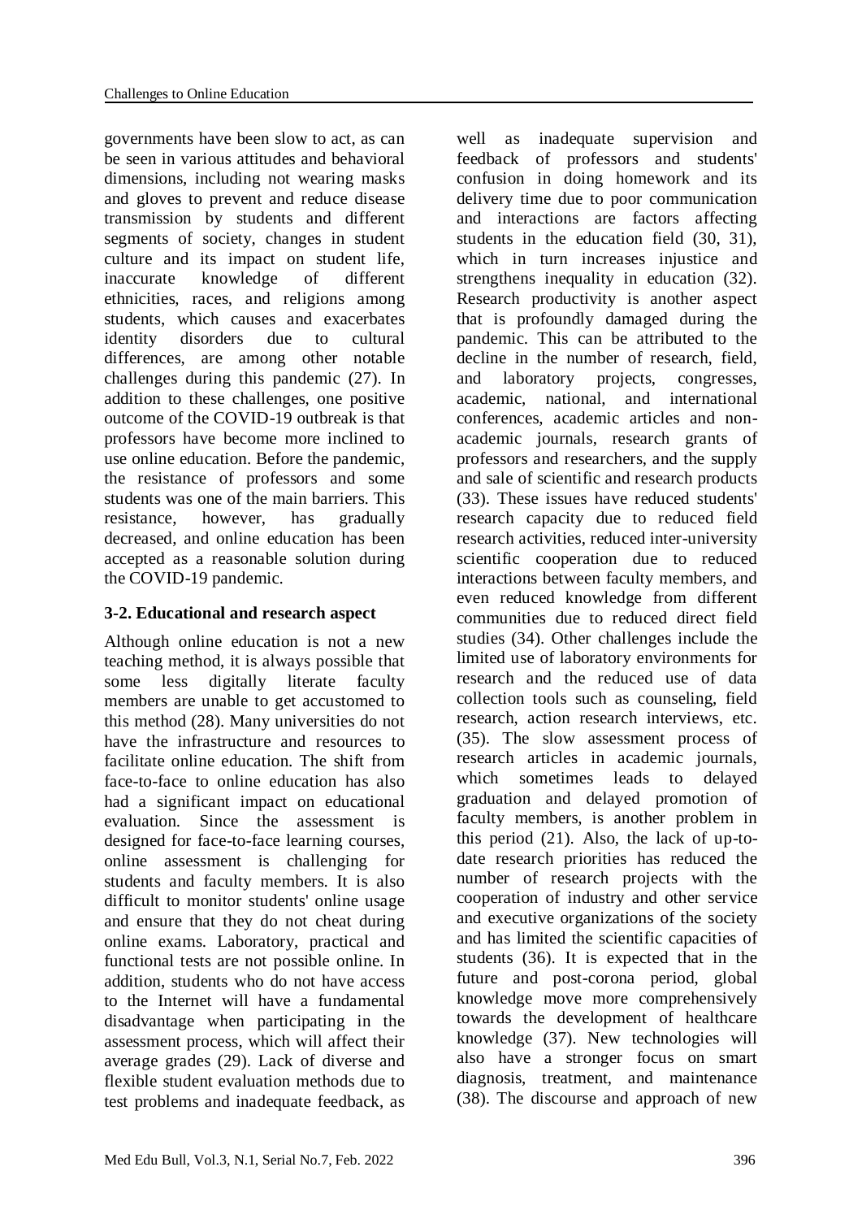governments have been slow to act, as can be seen in various attitudes and behavioral dimensions, including not wearing masks and gloves to prevent and reduce disease transmission by students and different segments of society, changes in student culture and its impact on student life, inaccurate knowledge of different ethnicities, races, and religions among students, which causes and exacerbates identity disorders due to cultural differences, are among other notable challenges during this pandemic (27). In addition to these challenges, one positive outcome of the COVID-19 outbreak is that professors have become more inclined to use online education. Before the pandemic, the resistance of professors and some students was one of the main barriers. This resistance, however, has gradually decreased, and online education has been accepted as a reasonable solution during the COVID-19 pandemic.

### 3-2. Educational and research aspect

Although online education is not a new teaching method, it is always possible that some less digitally literate faculty members are unable to get accustomed to this method (28). Many universities do not have the infrastructure and resources to facilitate online education. The shift from face-to-face to online education has also had a significant impact on educational evaluation. Since the assessment is designed for face-to-face learning courses, online assessment is challenging for students and faculty members. It is also difficult to monitor students' online usage and ensure that they do not cheat during online exams. Laboratory, practical and functional tests are not possible online. In addition, students who do not have access to the Internet will have a fundamental disadvantage when participating in the assessment process, which will affect their average grades (29). Lack of diverse and flexible student evaluation methods due to test problems and inadequate feedback, as well as inadequate supervision and feedback of professors and students' confusion in doing homework and its delivery time due to poor communication and interactions are factors affecting students in the education field (30, 31), which in turn increases injustice and strengthens inequality in education (32). Research productivity is another aspect that is profoundly damaged during the pandemic. This can be attributed to the decline in the number of research, field, and laboratory projects, congresses, academic, national, and international conferences, academic articles and non-academic journals, research grants of professors and researchers, and the supply and sale of scientific and research products (33). These issues have reduced students' research capacity due to reduced field research activities, reduced inter-university scientific cooperation due to reduced interactions between faculty members, and even reduced knowledge from different communities due to reduced direct field studies (34). Other challenges include the limited use of laboratory environments for research and the reduced use of data collection tools such as counseling, field research, action research interviews, etc. (35). The slow assessment process of research articles in academic journals, which sometimes leads to delayed graduation and delayed promotion of faculty members, is another problem in this period (21). Also, the lack of up-to-date research priorities has reduced the number of research projects with the cooperation of industry and other service and executive organizations of the society and has limited the scientific capacities of students (36). It is expected that in the future and post-corona period, global knowledge move more comprehensively towards the development of healthcare knowledge (37). New technologies will also have a stronger focus on smart diagnosis, treatment, and maintenance (38). The discourse and approach of new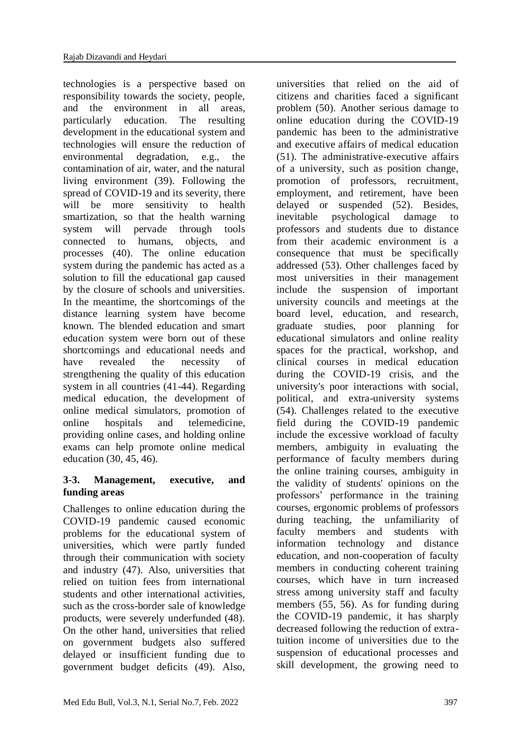technologies is a perspective based on responsibility towards the society, people, and the environment in all areas, particularly education. The resulting development in the educational system and technologies will ensure the reduction of environmental degradation, e.g., the contamination of air, water, and the natural living environment (39). Following the spread of COVID-19 and its severity, there will be more sensitivity to health smartization, so that the health warning system will pervade through tools connected to humans, objects, and processes (40). The online education system during the pandemic has acted as a solution to fill the educational gap caused by the closure of schools and universities. In the meantime, the shortcomings of the distance learning system have become known. The blended education and smart education system were born out of these shortcomings and educational needs and have revealed the necessity of strengthening the quality of this education system in all countries (41-44). Regarding medical education, the development of online medical simulators, promotion of online hospitals and telemedicine, providing online cases, and holding online exams can help promote online medical education (30, 45, 46).

### 3-3. Management, executive, and funding areas

Challenges to online education during the COVID-19 pandemic caused economic problems for the educational system of universities, which were partly funded through their communication with society and industry (47). Also, universities that relied on tuition fees from international students and other international activities, such as the cross-border sale of knowledge products, were severely underfunded (48). On the other hand, universities that relied on government budgets also suffered delayed or insufficient funding due to government budget deficits (49). Also, universities that relied on the aid of citizens and charities faced a significant problem (50). Another serious damage to online education during the COVID-19 pandemic has been to the administrative and executive affairs of medical education (51). The administrative-executive affairs of a university, such as position change, promotion of professors, recruitment, employment, and retirement, have been delayed or suspended (52). Besides, inevitable psychological damage to professors and students due to distance from their academic environment is a consequence that must be specifically addressed (53). Other challenges faced by most universities in their management include the suspension of important university councils and meetings at the board level, education, and research, graduate studies, poor planning for educational simulators and online reality spaces for the practical, workshop, and clinical courses in medical education during the COVID-19 crisis, and the university's poor interactions with social, political, and extra-university systems (54). Challenges related to the executive field during the COVID-19 pandemic include the excessive workload of faculty members, ambiguity in evaluating the performance of faculty members during the online training courses, ambiguity in the validity of students' opinions on the professors' performance in the training courses, ergonomic problems of professors during teaching, the unfamiliarity of faculty members and students with information technology and distance education, and non-cooperation of faculty members in conducting coherent training courses, which have in turn increased stress among university staff and faculty members (55, 56). As for funding during the COVID-19 pandemic, it has sharply decreased following the reduction of extra-tuition income of universities due to the suspension of educational processes and skill development, the growing need to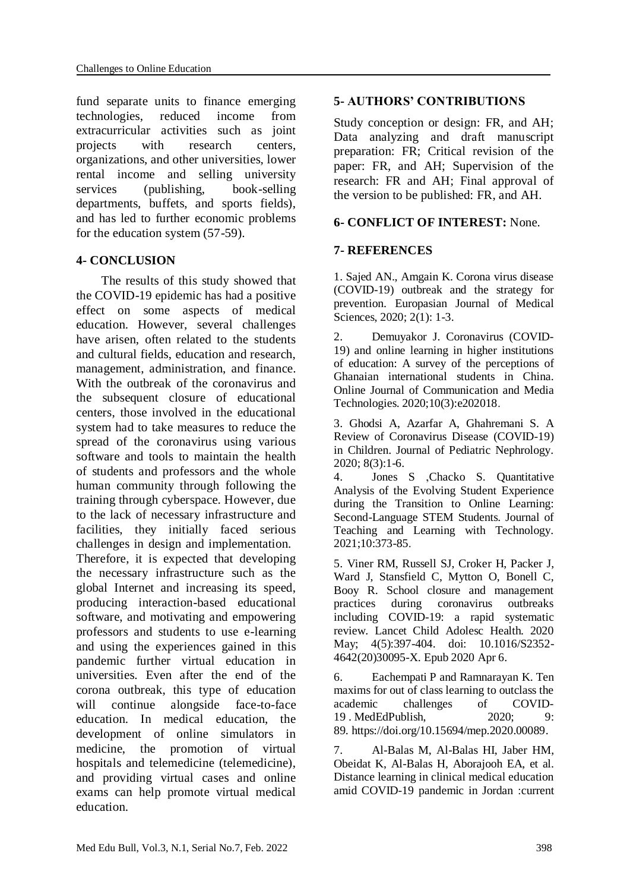fund separate units to finance emerging technologies, reduced income from extracurricular activities such as joint projects with research centers, organizations, and other universities, lower rental income and selling university services (publishing, book-selling departments, buffets, and sports fields), and has led to further economic problems for the education system (57-59).

## 4- CONCLUSION

The results of this study showed that the COVID-19 epidemic has had a positive effect on some aspects of medical education. However, several challenges have arisen, often related to the students and cultural fields, education and research, management, administration, and finance. With the outbreak of the coronavirus and the subsequent closure of educational centers, those involved in the educational system had to take measures to reduce the spread of the coronavirus using various software and tools to maintain the health of students and professors and the whole human community through following the training through cyberspace. However, due to the lack of necessary infrastructure and facilities, they initially faced serious challenges in design and implementation.

Therefore, it is expected that developing the necessary infrastructure such as the global Internet and increasing its speed, producing interaction-based educational software, and motivating and empowering professors and students to use e-learning and using the experiences gained in this pandemic further virtual education in universities. Even after the end of the corona outbreak, this type of education will continue alongside face-to-face education. In medical education, the development of online simulators in medicine, the promotion of virtual hospitals and telemedicine (telemedicine), and providing virtual cases and online exams can help promote virtual medical education.

## 5- AUTHORS' CONTRIBUTIONS

Study conception or design: FR, and AH; Data analyzing and draft manuscript preparation: FR; Critical revision of the paper: FR, and AH; Supervision of the research: FR and AH; Final approval of the version to be published: FR, and AH.

## 6- CONFLICT OF INTEREST: None.

## 7- REFERENCES

1. Sajed AN., Amgain K. Corona virus disease (COVID-19) outbreak and the strategy for prevention. Europasian Journal of Medical Sciences, 2020; 2(1): 1-3.

2. Demuyakor J. Coronavirus (COVID-19) and online learning in higher institutions of education: A survey of the perceptions of Ghanaian international students in China. Online Journal of Communication and Media Technologies. 2020;10(3):e202018.

3. Ghodsi A, Azarfar A, Ghahremani S. A Review of Coronavirus Disease (COVID-19) in Children. Journal of Pediatric Nephrology. 2020; 8(3):1-6.

4. Jones S ,Chacko S. Quantitative Analysis of the Evolving Student Experience during the Transition to Online Learning: Second-Language STEM Students. Journal of Teaching and Learning with Technology. 2021;10:373-85.

5. Viner RM, Russell SJ, Croker H, Packer J, Ward J, Stansfield C, Mytton O, Bonell C, Booy R. School closure and management practices during coronavirus outbreaks including COVID-19: a rapid systematic review. Lancet Child Adolesc Health. 2020 May; 4(5):397-404. doi: 10.1016/S2352-4642(20)30095-X. Epub 2020 Apr 6.

6. Eachempati P and Ramnarayan K. Ten maxims for out of class learning to outclass the academic challenges of COVID-19 . MedEdPublish, 2020; 9: 89. https://doi.org/10.15694/mep.2020.00089.

7. Al-Balas M, Al-Balas HI, Jaber HM, Obeidat K, Al-Balas H, Aborajooh EA, et al. Distance learning in clinical medical education amid COVID-19 pandemic in Jordan :current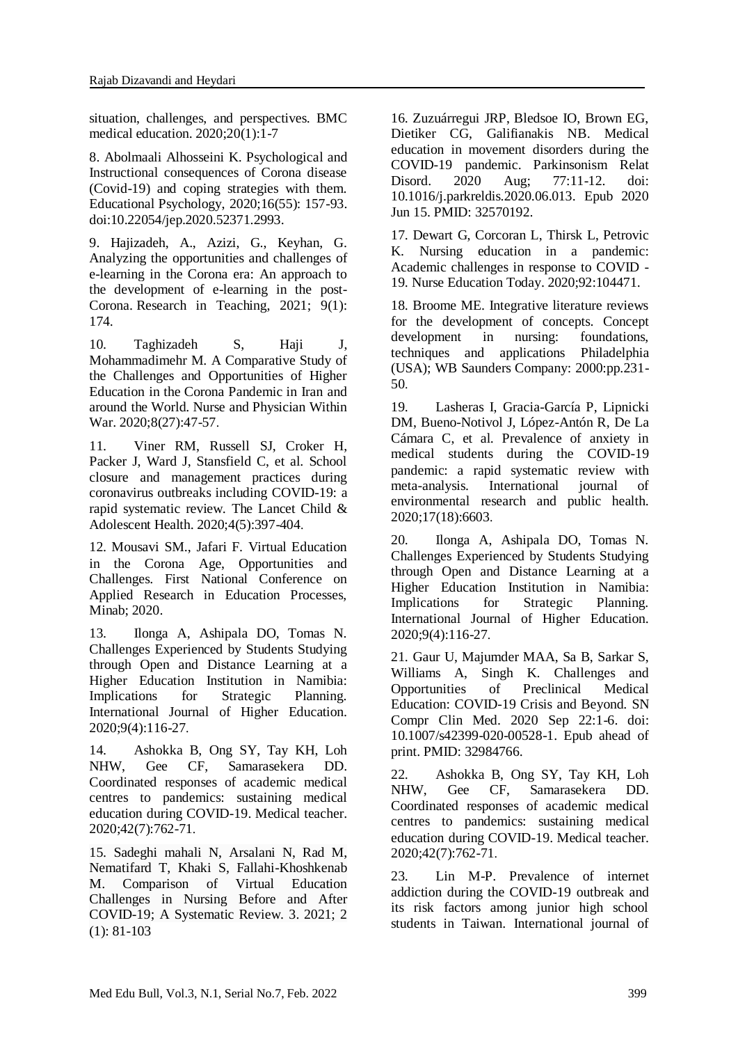situation, challenges, and perspectives. BMC medical education. 2020;20(1):1-7

8. Abolmaali Alhosseini K. Psychological and Instructional consequences of Corona disease (Covid-19) and coping strategies with them. Educational Psychology, 2020;16(55): 157-93. doi:10.22054/jep.2020.52371.2993.

9. Hajizadeh, A., Azizi, G., Keyhan, G. Analyzing the opportunities and challenges of e-learning in the Corona era: An approach to the development of e-learning in the post-Corona. Research in Teaching, 2021; 9(1): 174.

10. Taghizadeh S, Haji J, Mohammadimehr M. A Comparative Study of the Challenges and Opportunities of Higher Education in the Corona Pandemic in Iran and around the World. Nurse and Physician Within War. 2020;8(27):47-57.

11. Viner RM, Russell SJ, Croker H, Packer J, Ward J, Stansfield C, et al. School closure and management practices during coronavirus outbreaks including COVID-19: a rapid systematic review. The Lancet Child & Adolescent Health. 2020;4(5):397-404.

12. Mousavi SM., Jafari F. Virtual Education in the Corona Age, Opportunities and Challenges. First National Conference on Applied Research in Education Processes, Minab; 2020.

13. Ilonga A, Ashipala DO, Tomas N. Challenges Experienced by Students Studying through Open and Distance Learning at a Higher Education Institution in Namibia: Implications for Strategic Planning. International Journal of Higher Education. 2020;9(4):116-27.

14. Ashokka B, Ong SY, Tay KH, Loh NHW, Gee CF, Samarasekera DD. Coordinated responses of academic medical centres to pandemics: sustaining medical education during COVID-19. Medical teacher. 2020;42(7):762-71.

15. Sadeghi mahali N, Arsalani N, Rad M, Nematifard T, Khaki S, Fallahi-Khoshkenab M. Comparison of Virtual Education Challenges in Nursing Before and After COVID-19; A Systematic Review. 3. 2021; 2 (1): 81-103

16. Zuzuárregui JRP, Bledsoe IO, Brown EG, Dietiker CG, Galifianakis NB. Medical education in movement disorders during the COVID-19 pandemic. Parkinsonism Relat Disord. 2020 Aug; 77:11-12. doi: 10.1016/j.parkreldis.2020.06.013. Epub 2020 Jun 15. PMID: 32570192.

17. Dewart G, Corcoran L, Thirsk L, Petrovic K. Nursing education in a pandemic: Academic challenges in response to COVID - 19. Nurse Education Today. 2020;92:104471.

18. Broome ME. Integrative literature reviews for the development of concepts. Concept development in nursing: foundations, techniques and applications Philadelphia (USA); WB Saunders Company: 2000:pp.231-50.

19. Lasheras I, Gracia-García P, Lipnicki DM, Bueno-Notivol J, López-Antón R, De La Cámara C, et al. Prevalence of anxiety in medical students during the COVID-19 pandemic: a rapid systematic review with meta-analysis. International journal of environmental research and public health. 2020;17(18):6603.

20. Ilonga A, Ashipala DO, Tomas N. Challenges Experienced by Students Studying through Open and Distance Learning at a Higher Education Institution in Namibia: Implications for Strategic Planning. International Journal of Higher Education. 2020;9(4):116-27.

21. Gaur U, Majumder MAA, Sa B, Sarkar S, Williams A, Singh K. Challenges and Opportunities of Preclinical Medical Education: COVID-19 Crisis and Beyond. SN Compr Clin Med. 2020 Sep 22:1-6. doi: 10.1007/s42399-020-00528-1. Epub ahead of print. PMID: 32984766.

22. Ashokka B, Ong SY, Tay KH, Loh NHW, Gee CF, Samarasekera DD. Coordinated responses of academic medical centres to pandemics: sustaining medical education during COVID-19. Medical teacher. 2020;42(7):762-71.

23. Lin M-P. Prevalence of internet addiction during the COVID-19 outbreak and its risk factors among junior high school students in Taiwan. International journal of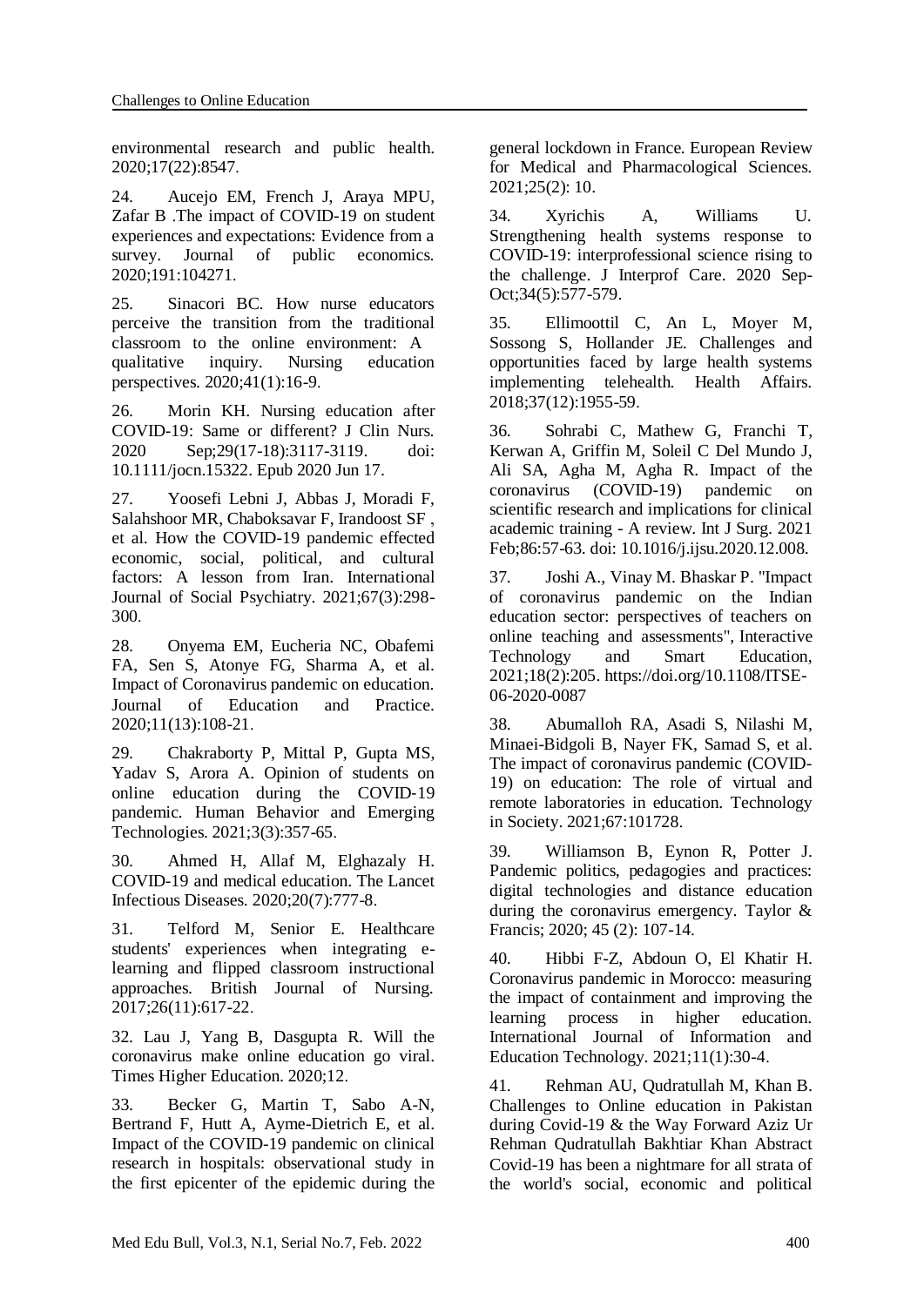environmental research and public health. 2020;17(22):8547.

24. Aucejo EM, French J, Araya MPU, Zafar B .The impact of COVID-19 on student experiences and expectations: Evidence from a survey. Journal of public economics. 2020;191:104271.

25. Sinacori BC. How nurse educators perceive the transition from the traditional classroom to the online environment: A qualitative inquiry. Nursing education perspectives. 2020;41(1):16-9.

26. Morin KH. Nursing education after COVID-19: Same or different? J Clin Nurs. 2020 Sep;29(17-18):3117-3119. doi: 10.1111/jocn.15322. Epub 2020 Jun 17.

27. Yoosefi Lebni J, Abbas J, Moradi F, Salahshoor MR, Chaboksavar F, Irandoost SF , et al. How the COVID-19 pandemic effected economic, social, political, and cultural factors: A lesson from Iran. International Journal of Social Psychiatry. 2021;67(3):298-300.

28. Onyema EM, Eucheria NC, Obafemi FA, Sen S, Atonye FG, Sharma A, et al. Impact of Coronavirus pandemic on education. Journal of Education and Practice. 2020;11(13):108-21.

29. Chakraborty P, Mittal P, Gupta MS, Yadav S, Arora A. Opinion of students on online education during the COVID-19 pandemic. Human Behavior and Emerging Technologies. 2021;3(3):357-65.

30. Ahmed H, Allaf M, Elghazaly H. COVID-19 and medical education. The Lancet Infectious Diseases. 2020;20(7):777-8.

31. Telford M, Senior E. Healthcare students' experiences when integrating e-learning and flipped classroom instructional approaches. British Journal of Nursing. 2017;26(11):617-22.

32. Lau J, Yang B, Dasgupta R. Will the coronavirus make online education go viral. Times Higher Education. 2020;12.

33. Becker G, Martin T, Sabo A-N, Bertrand F, Hutt A, Ayme-Dietrich E, et al. Impact of the COVID-19 pandemic on clinical research in hospitals: observational study in the first epicenter of the epidemic during the general lockdown in France. European Review for Medical and Pharmacological Sciences. 2021;25(2): 10.

34. Xyrichis A, Williams U. Strengthening health systems response to COVID-19: interprofessional science rising to the challenge. J Interprof Care. 2020 Sep-Oct;34(5):577-579.

35. Ellimoottil C, An L, Moyer M, Sossong S, Hollander JE. Challenges and opportunities faced by large health systems implementing telehealth. Health Affairs. 2018;37(12):1955-59.

36. Sohrabi C, Mathew G, Franchi T, Kerwan A, Griffin M, Soleil C Del Mundo J, Ali SA, Agha M, Agha R. Impact of the coronavirus (COVID-19) pandemic on scientific research and implications for clinical academic training - A review. Int J Surg. 2021 Feb;86:57-63. doi: 10.1016/j.ijsu.2020.12.008.

37. Joshi A., Vinay M. Bhaskar P. "Impact of coronavirus pandemic on the Indian education sector: perspectives of teachers on online teaching and assessments", Interactive Technology and Smart Education, 2021;18(2):205. https://doi.org/10.1108/ITSE-06-2020-0087

38. Abumalloh RA, Asadi S, Nilashi M, Minaei-Bidgoli B, Nayer FK, Samad S, et al. The impact of coronavirus pandemic (COVID-19) on education: The role of virtual and remote laboratories in education. Technology in Society. 2021;67:101728.

39. Williamson B, Eynon R, Potter J. Pandemic politics, pedagogies and practices: digital technologies and distance education during the coronavirus emergency. Taylor & Francis; 2020; 45 (2): 107-14.

40. Hibbi F-Z, Abdoun O, El Khatir H. Coronavirus pandemic in Morocco: measuring the impact of containment and improving the learning process in higher education. International Journal of Information and Education Technology. 2021;11(1):30-4.

41. Rehman AU, Qudratullah M, Khan B. Challenges to Online education in Pakistan during Covid-19 & the Way Forward Aziz Ur Rehman Qudratullah Bakhtiar Khan Abstract Covid-19 has been a nightmare for all strata of the world's social, economic and political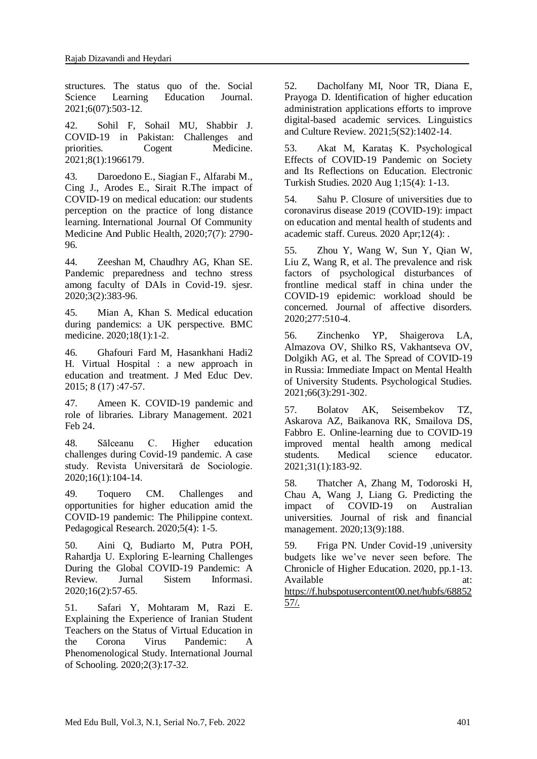structures. The status quo of the. Social Science Learning Education Journal. 2021;6(07):503-12.

42. Sohil F, Sohail MU, Shabbir J. COVID-19 in Pakistan: Challenges and priorities. Cogent Medicine. 2021;8(1):1966179.

43. Daroedono E., Siagian F., Alfarabi M., Cing J., Arodes E., Sirait R.The impact of COVID-19 on medical education: our students perception on the practice of long distance learning. International Journal Of Community Medicine And Public Health, 2020;7(7): 2790-96.

44. Zeeshan M, Chaudhry AG, Khan SE. Pandemic preparedness and techno stress among faculty of DAIs in Covid-19. sjesr. 2020;3(2):383-96.

45. Mian A, Khan S. Medical education during pandemics: a UK perspective. BMC medicine. 2020;18(1):1-2.

46. Ghafouri Fard M, Hasankhani Hadi2 H. Virtual Hospital : a new approach in education and treatment. J Med Educ Dev. 2015; 8 (17) :47-57.

47. Ameen K. COVID-19 pandemic and role of libraries. Library Management. 2021 Feb 24.

48. Sălceanu C. Higher education challenges during Covid-19 pandemic. A case study. Revista Universitară de Sociologie. 2020;16(1):104-14.

49. Toquero CM. Challenges and opportunities for higher education amid the COVID-19 pandemic: The Philippine context. Pedagogical Research. 2020;5(4): 1-5.

50. Aini Q, Budiarto M, Putra POH, Rahardja U. Exploring E-learning Challenges During the Global COVID-19 Pandemic: A Review. Jurnal Sistem Informasi. 2020;16(2):57-65.

51. Safari Y, Mohtaram M, Razi E. Explaining the Experience of Iranian Student Teachers on the Status of Virtual Education in the Corona Virus Pandemic: A Phenomenological Study. International Journal of Schooling. 2020;2(3):17-32.

52. Dacholfany MI, Noor TR, Diana E, Prayoga D. Identification of higher education administration applications efforts to improve digital-based academic services. Linguistics and Culture Review. 2021;5(S2):1402-14.

53. Akat M, Karataş K. Psychological Effects of COVID-19 Pandemic on Society and Its Reflections on Education. Electronic Turkish Studies. 2020 Aug 1;15(4): 1-13.

54. Sahu P. Closure of universities due to coronavirus disease 2019 (COVID-19): impact on education and mental health of students and academic staff. Cureus. 2020 Apr;12(4): .

55. Zhou Y, Wang W, Sun Y, Qian W, Liu Z, Wang R, et al. The prevalence and risk factors of psychological disturbances of frontline medical staff in china under the COVID-19 epidemic: workload should be concerned. Journal of affective disorders. 2020;277:510-4.

56. Zinchenko YP, Shaigerova LA, Almazova OV, Shilko RS, Vakhantseva OV, Dolgikh AG, et al. The Spread of COVID-19 in Russia: Immediate Impact on Mental Health of University Students. Psychological Studies. 2021;66(3):291-302.

57. Bolatov AK, Seisembekov TZ, Askarova AZ, Baikanova RK, Smailova DS, Fabbro E. Online-learning due to COVID-19 improved mental health among medical students. Medical science educator. 2021;31(1):183-92.

58. Thatcher A, Zhang M, Todoroski H, Chau A, Wang J, Liang G. Predicting the impact of COVID-19 on Australian universities. Journal of risk and financial management. 2020;13(9):188.

59. Friga PN. Under Covid-19 ,university budgets like we've never seen before. The Chronicle of Higher Education. 2020, pp.1-13. Available at: https://f.hubspotusercontent00.net/hubfs/6885257/.